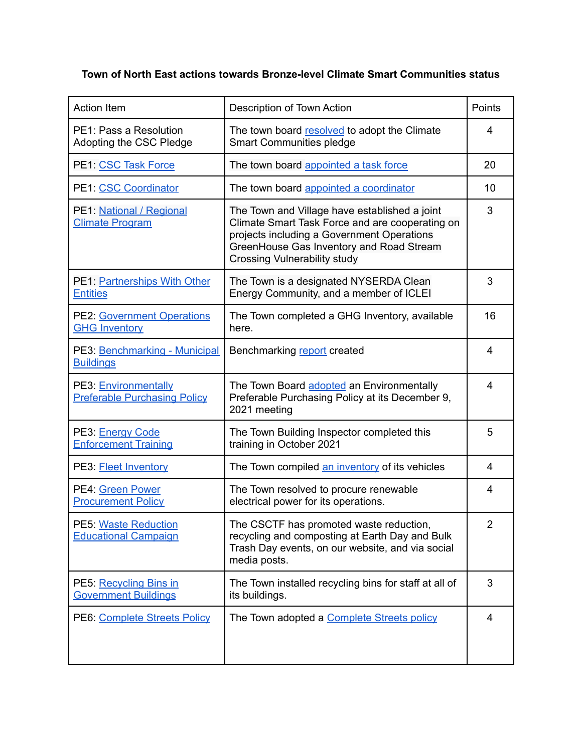**Town of North East actions towards Bronze-level Climate Smart Communities status**

| Action Item | Description of Town Action | Points |
|---|---|---|
| PE1: Pass a Resolution Adopting the CSC Pledge | The town board resolved to adopt the Climate Smart Communities pledge | 4 |
| PE1: CSC Task Force | The town board appointed a task force | 20 |
| PE1: CSC Coordinator | The town board appointed a coordinator | 10 |
| PE1: National / Regional Climate Program | The Town and Village have established a joint Climate Smart Task Force and are cooperating on projects including a Government Operations GreenHouse Gas Inventory and Road Stream Crossing Vulnerability study | 3 |
| PE1: Partnerships With Other Entities | The Town is a designated NYSERDA Clean Energy Community, and a member of ICLEI | 3 |
| PE2: Government Operations GHG Inventory | The Town completed a GHG Inventory, available here. | 16 |
| PE3: Benchmarking - Municipal Buildings | Benchmarking report created | 4 |
| PE3: Environmentally Preferable Purchasing Policy | The Town Board adopted an Environmentally Preferable Purchasing Policy at its December 9, 2021 meeting | 4 |
| PE3: Energy Code Enforcement Training | The Town Building Inspector completed this training in October 2021 | 5 |
| PE3: Fleet Inventory | The Town compiled an inventory of its vehicles | 4 |
| PE4: Green Power Procurement Policy | The Town resolved to procure renewable electrical power for its operations. | 4 |
| PE5: Waste Reduction Educational Campaign | The CSCTF has promoted waste reduction, recycling and composting at Earth Day and Bulk Trash Day events, on our website, and via social media posts. | 2 |
| PE5: Recycling Bins in Government Buildings | The Town installed recycling bins for staff at all of its buildings. | 3 |
| PE6: Complete Streets Policy | The Town adopted a Complete Streets policy | 4 |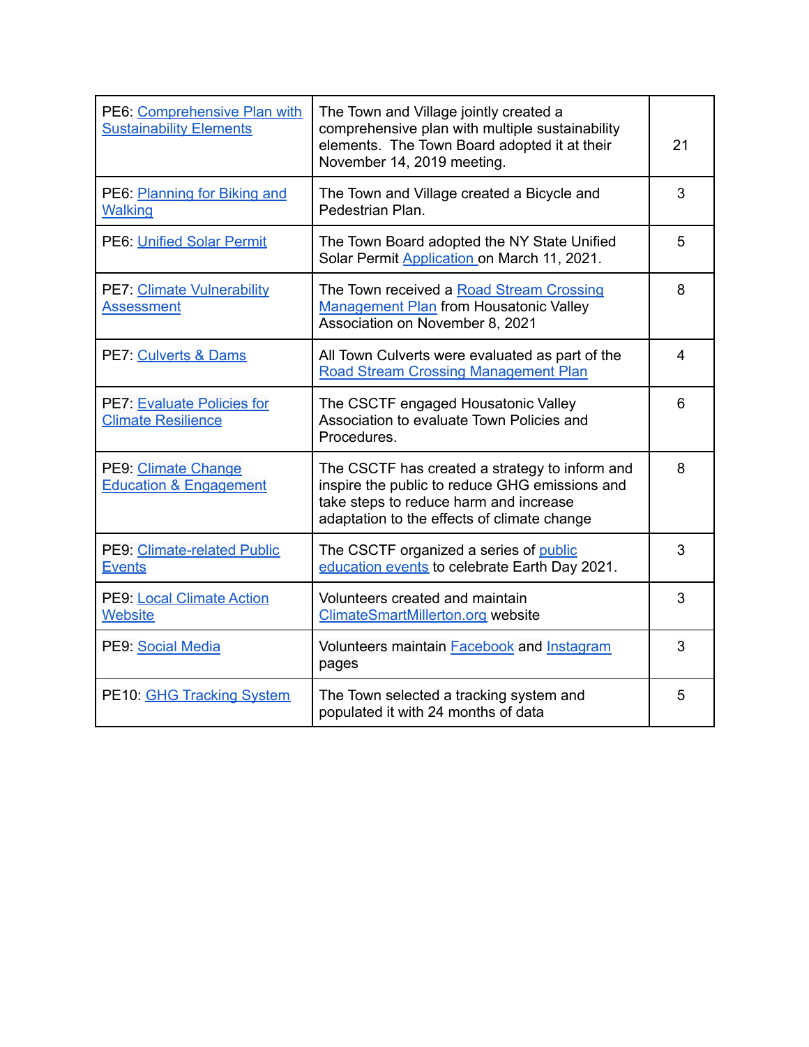| | | |
|---|---|---|
| PE6: Comprehensive Plan with Sustainability Elements | The Town and Village jointly created a comprehensive plan with multiple sustainability elements. The Town Board adopted it at their November 14, 2019 meeting. | 21 |
| PE6: Planning for Biking and Walking | The Town and Village created a Bicycle and Pedestrian Plan. | 3 |
| PE6: Unified Solar Permit | The Town Board adopted the NY State Unified Solar Permit Application on March 11, 2021. | 5 |
| PE7: Climate Vulnerability Assessment | The Town received a Road Stream Crossing Management Plan from Housatonic Valley Association on November 8, 2021 | 8 |
| PE7: Culverts & Dams | All Town Culverts were evaluated as part of the Road Stream Crossing Management Plan | 4 |
| PE7: Evaluate Policies for Climate Resilience | The CSCTF engaged Housatonic Valley Association to evaluate Town Policies and Procedures. | 6 |
| PE9: Climate Change Education & Engagement | The CSCTF has created a strategy to inform and inspire the public to reduce GHG emissions and take steps to reduce harm and increase adaptation to the effects of climate change | 8 |
| PE9: Climate-related Public Events | The CSCTF organized a series of public education events to celebrate Earth Day 2021. | 3 |
| PE9: Local Climate Action Website | Volunteers created and maintain ClimateSmartMillerton.org website | 3 |
| PE9: Social Media | Volunteers maintain Facebook and Instagram pages | 3 |
| PE10: GHG Tracking System | The Town selected a tracking system and populated it with 24 months of data | 5 |